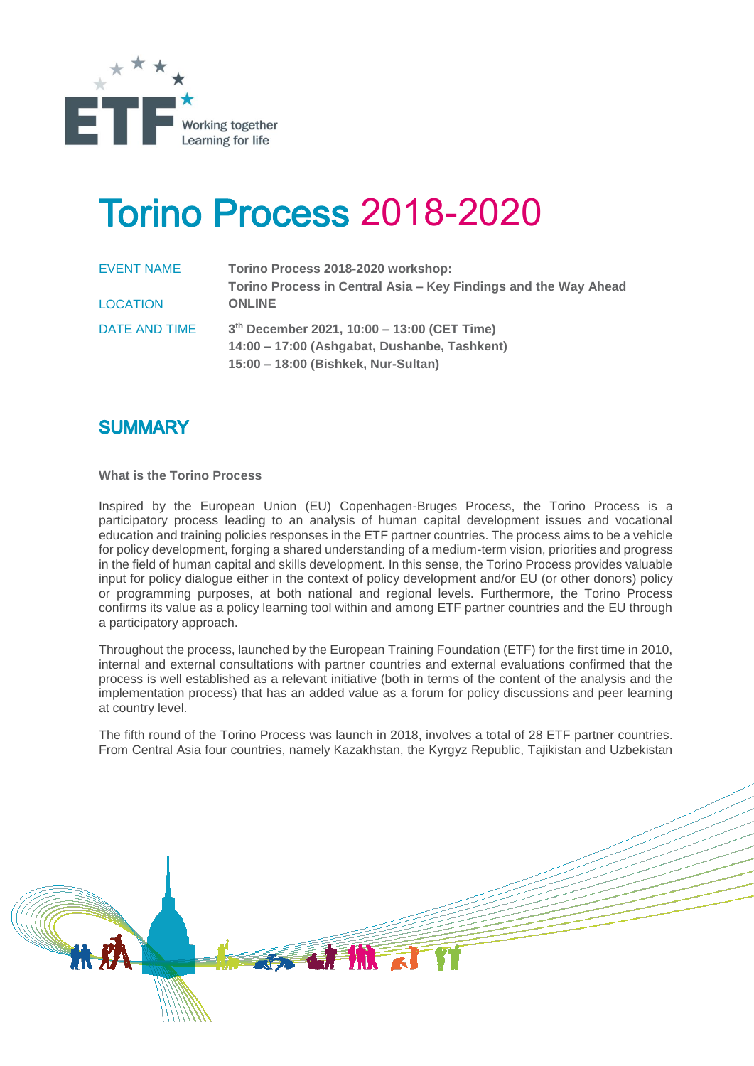# Torino Process 2018-2020

| | |
|---|---|
| EVENT NAME | **Torino Process 2018-2020 workshop: Torino Process in Central Asia – Key Findings and the Way Ahead** |
| LOCATION | **ONLINE** |
| DATE AND TIME | **3th December 2021, 10:00 – 13:00 (CET Time)**<br>**14:00 – 17:00 (Ashgabat, Dushanbe, Tashkent)**<br>**15:00 – 18:00 (Bishkek, Nur-Sultan)** |

## SUMMARY

**What is the Torino Process**

Inspired by the European Union (EU) Copenhagen-Bruges Process, the Torino Process is a participatory process leading to an analysis of human capital development issues and vocational education and training policies responses in the ETF partner countries. The process aims to be a vehicle for policy development, forging a shared understanding of a medium-term vision, priorities and progress in the field of human capital and skills development. In this sense, the Torino Process provides valuable input for policy dialogue either in the context of policy development and/or EU (or other donors) policy or programming purposes, at both national and regional levels. Furthermore, the Torino Process confirms its value as a policy learning tool within and among ETF partner countries and the EU through a participatory approach.

Throughout the process, launched by the European Training Foundation (ETF) for the first time in 2010, internal and external consultations with partner countries and external evaluations confirmed that the process is well established as a relevant initiative (both in terms of the content of the analysis and the implementation process) that has an added value as a forum for policy discussions and peer learning at country level.

The fifth round of the Torino Process was launch in 2018, involves a total of 28 ETF partner countries. From Central Asia four countries, namely Kazakhstan, the Kyrgyz Republic, Tajikistan and Uzbekistan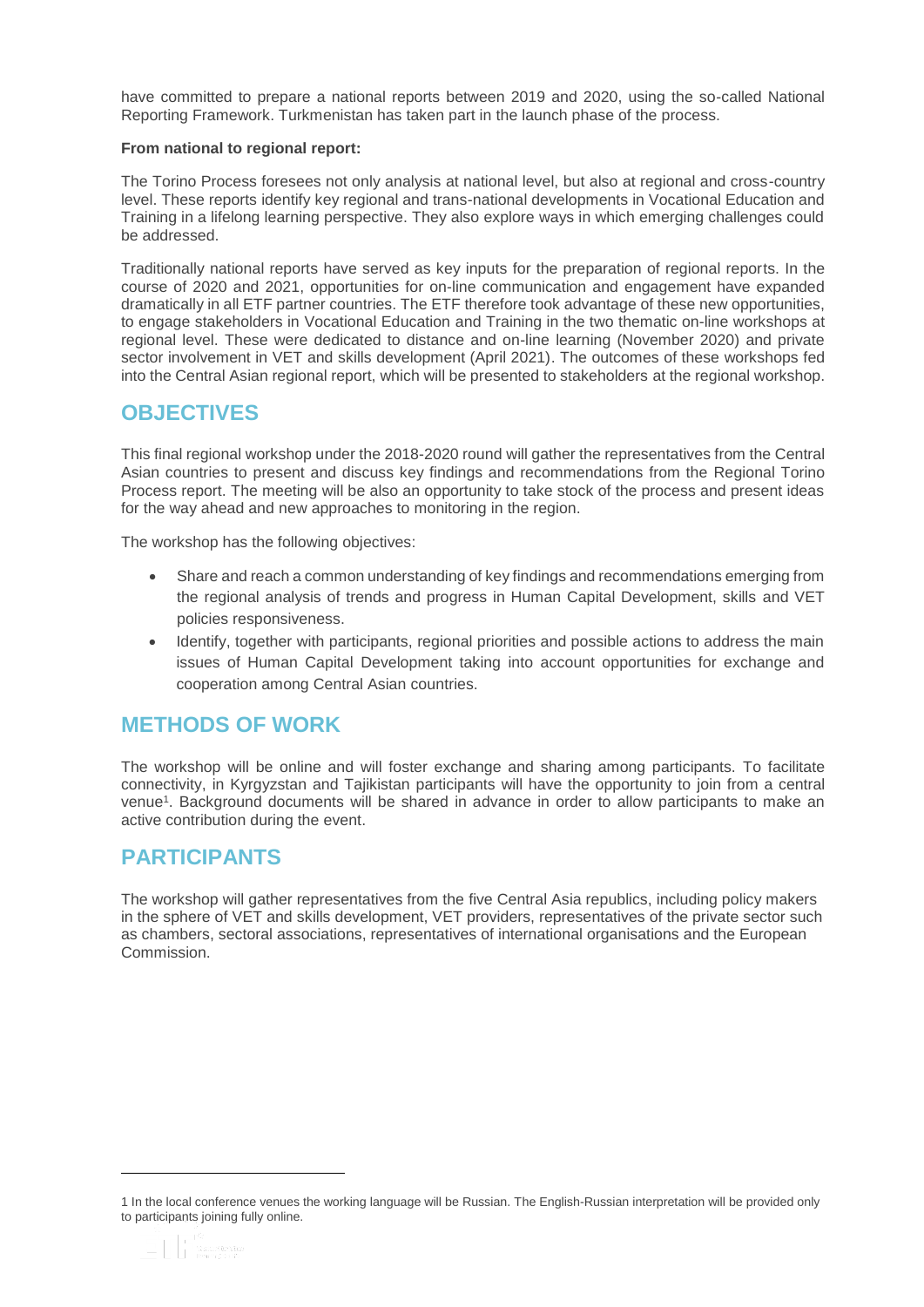have committed to prepare a national reports between 2019 and 2020, using the so-called National Reporting Framework. Turkmenistan has taken part in the launch phase of the process.

**From national to regional report:**

The Torino Process foresees not only analysis at national level, but also at regional and cross-country level. These reports identify key regional and trans-national developments in Vocational Education and Training in a lifelong learning perspective. They also explore ways in which emerging challenges could be addressed.

Traditionally national reports have served as key inputs for the preparation of regional reports. In the course of 2020 and 2021, opportunities for on-line communication and engagement have expanded dramatically in all ETF partner countries. The ETF therefore took advantage of these new opportunities, to engage stakeholders in Vocational Education and Training in the two thematic on-line workshops at regional level. These were dedicated to distance and on-line learning (November 2020) and private sector involvement in VET and skills development (April 2021). The outcomes of these workshops fed into the Central Asian regional report, which will be presented to stakeholders at the regional workshop.

## OBJECTIVES

This final regional workshop under the 2018-2020 round will gather the representatives from the Central Asian countries to present and discuss key findings and recommendations from the Regional Torino Process report. The meeting will be also an opportunity to take stock of the process and present ideas for the way ahead and new approaches to monitoring in the region.

The workshop has the following objectives:

- Share and reach a common understanding of key findings and recommendations emerging from the regional analysis of trends and progress in Human Capital Development, skills and VET policies responsiveness.
- Identify, together with participants, regional priorities and possible actions to address the main issues of Human Capital Development taking into account opportunities for exchange and cooperation among Central Asian countries.

## METHODS OF WORK

The workshop will be online and will foster exchange and sharing among participants. To facilitate connectivity, in Kyrgyzstan and Tajikistan participants will have the opportunity to join from a central venue[1]. Background documents will be shared in advance in order to allow participants to make an active contribution during the event.

## PARTICIPANTS

The workshop will gather representatives from the five Central Asia republics, including policy makers in the sphere of VET and skills development, VET providers, representatives of the private sector such as chambers, sectoral associations, representatives of international organisations and the European Commission.

---

1 In the local conference venues the working language will be Russian. The English-Russian interpretation will be provided only to participants joining fully online.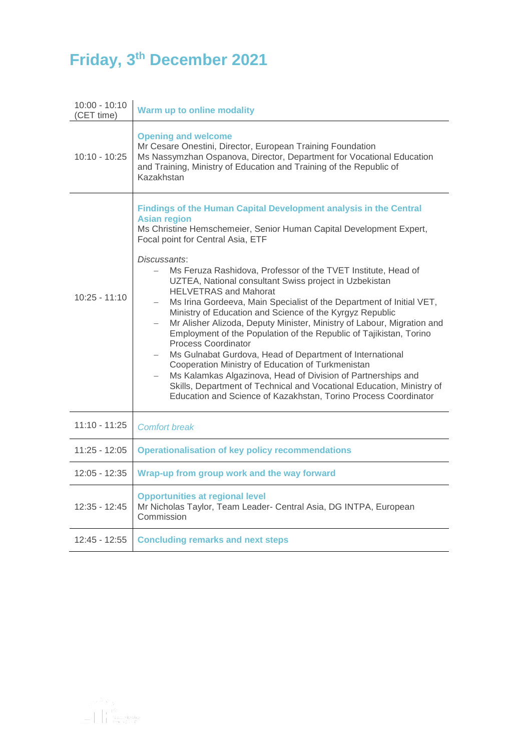# Friday, 3th December 2021

| | |
|---|---|
| 10:00 - 10:10 (CET time) | **Warm up to online modality** |
| 10:10 - 10:25 | **Opening and welcome**<br>Mr Cesare Onestini, Director, European Training Foundation<br>Ms Nassymzhan Ospanova, Director, Department for Vocational Education and Training, Ministry of Education and Training of the Republic of Kazakhstan |
| 10:25 - 11:10 | **Findings of the Human Capital Development analysis in the Central Asian region**<br>Ms Christine Hemschemeier, Senior Human Capital Development Expert, Focal point for Central Asia, ETF<br><br>*Discussants*:<br>– Ms Feruza Rashidova, Professor of the TVET Institute, Head of UZTEA, National consultant Swiss project in Uzbekistan HELVETRAS and Mahorat<br>– Ms Irina Gordeeva, Main Specialist of the Department of Initial VET, Ministry of Education and Science of the Kyrgyz Republic<br>– Mr Alisher Alizoda, Deputy Minister, Ministry of Labour, Migration and Employment of the Population of the Republic of Tajikistan, Torino Process Coordinator<br>– Ms Gulnabat Gurdova, Head of Department of International Cooperation Ministry of Education of Turkmenistan<br>– Ms Kalamkas Algazinova, Head of Division of Partnerships and Skills, Department of Technical and Vocational Education, Ministry of Education and Science of Kazakhstan, Torino Process Coordinator |
| 11:10 - 11:25 | *Comfort break* |
| 11:25 - 12:05 | **Operationalisation of key policy recommendations** |
| 12:05 - 12:35 | **Wrap-up from group work and the way forward** |
| 12:35 - 12:45 | **Opportunities at regional level**<br>Mr Nicholas Taylor, Team Leader- Central Asia, DG INTPA, European Commission |
| 12:45 - 12:55 | **Concluding remarks and next steps** |